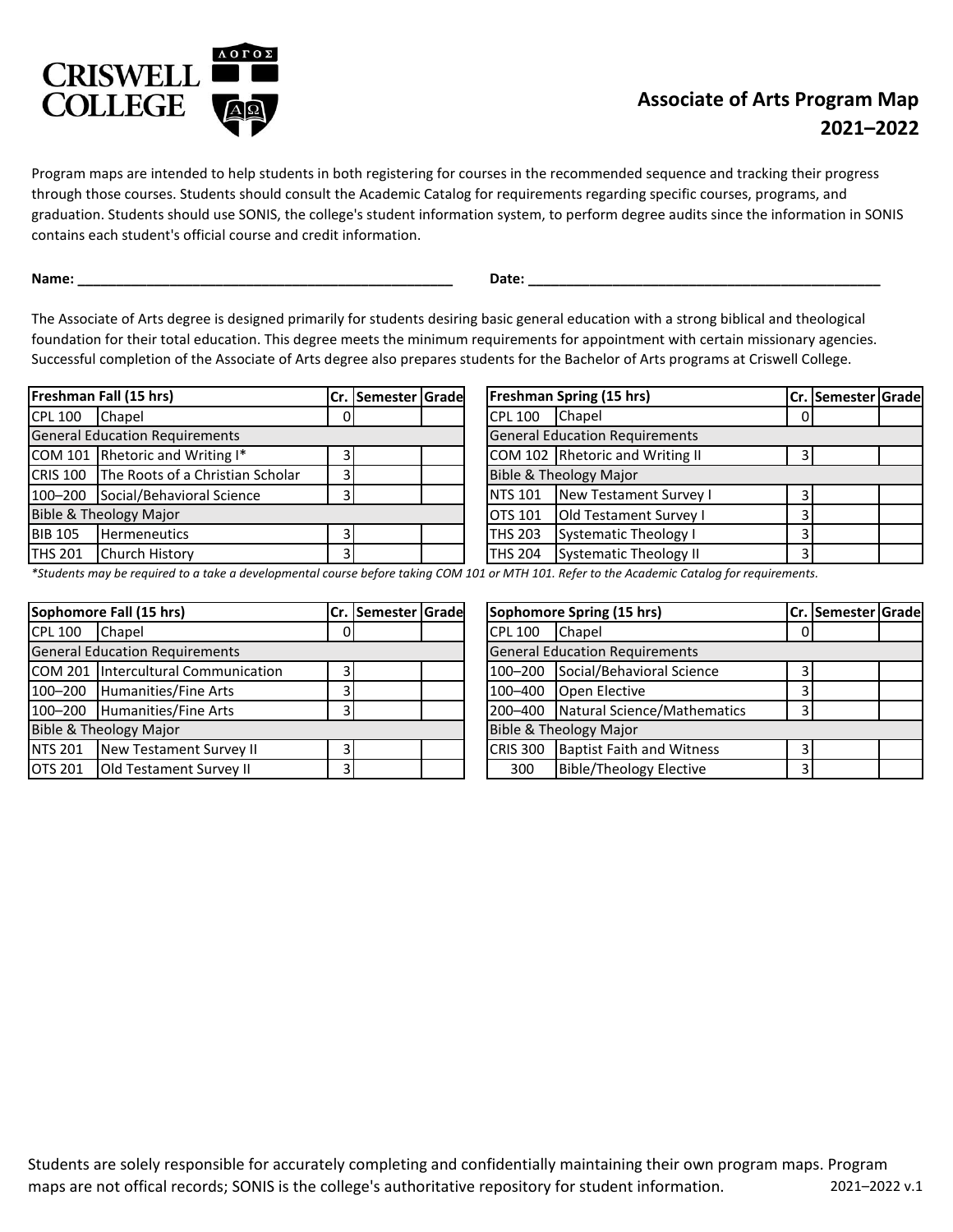CRISWELL COLLEGE

ΛΟΓΟΣ

# Associate of Arts Program Map 2021–2022

Program maps are intended to help students in both registering for courses in the recommended sequence and tracking their progress through those courses. Students should consult the Academic Catalog for requirements regarding specific courses, programs, and graduation. Students should use SONIS, the college's student information system, to perform degree audits since the information in SONIS contains each student's official course and credit information.

**Name:** ______________________________________________ **Date:** ______________________________________________

The Associate of Arts degree is designed primarily for students desiring basic general education with a strong biblical and theological foundation for their total education. This degree meets the minimum requirements for appointment with certain missionary agencies. Successful completion of the Associate of Arts degree also prepares students for the Bachelor of Arts programs at Criswell College.

| Freshman Fall (15 hrs) | | Cr. | Semester | Grade |
|---|---|---|---|---|
| CPL 100 | Chapel | 0 | | |
| General Education Requirements | | | | |
| COM 101 | Rhetoric and Writing I* | 3 | | |
| CRIS 100 | The Roots of a Christian Scholar | 3 | | |
| 100–200 | Social/Behavioral Science | 3 | | |
| Bible & Theology Major | | | | |
| BIB 105 | Hermeneutics | 3 | | |
| THS 201 | Church History | 3 | | |

| Freshman Spring (15 hrs) | | Cr. | Semester | Grade |
|---|---|---|---|---|
| CPL 100 | Chapel | 0 | | |
| General Education Requirements | | | | |
| COM 102 | Rhetoric and Writing II | 3 | | |
| Bible & Theology Major | | | | |
| NTS 101 | New Testament Survey I | 3 | | |
| OTS 101 | Old Testament Survey I | 3 | | |
| THS 203 | Systematic Theology I | 3 | | |
| THS 204 | Systematic Theology II | 3 | | |

*\*Students may be required to a take a developmental course before taking COM 101 or MTH 101. Refer to the Academic Catalog for requirements.*

| Sophomore Fall (15 hrs) | | Cr. | Semester | Grade |
|---|---|---|---|---|
| CPL 100 | Chapel | 0 | | |
| General Education Requirements | | | | |
| COM 201 | Intercultural Communication | 3 | | |
| 100–200 | Humanities/Fine Arts | 3 | | |
| 100–200 | Humanities/Fine Arts | 3 | | |
| Bible & Theology Major | | | | |
| NTS 201 | New Testament Survey II | 3 | | |
| OTS 201 | Old Testament Survey II | 3 | | |

| Sophomore Spring (15 hrs) | | Cr. | Semester | Grade |
|---|---|---|---|---|
| CPL 100 | Chapel | 0 | | |
| General Education Requirements | | | | |
| 100–200 | Social/Behavioral Science | 3 | | |
| 100–400 | Open Elective | 3 | | |
| 200–400 | Natural Science/Mathematics | 3 | | |
| Bible & Theology Major | | | | |
| CRIS 300 | Baptist Faith and Witness | 3 | | |
| 300 | Bible/Theology Elective | 3 | | |

Students are solely responsible for accurately completing and confidentially maintaining their own program maps. Program maps are not offical records; SONIS is the college's authoritative repository for student information. 2021–2022 v.1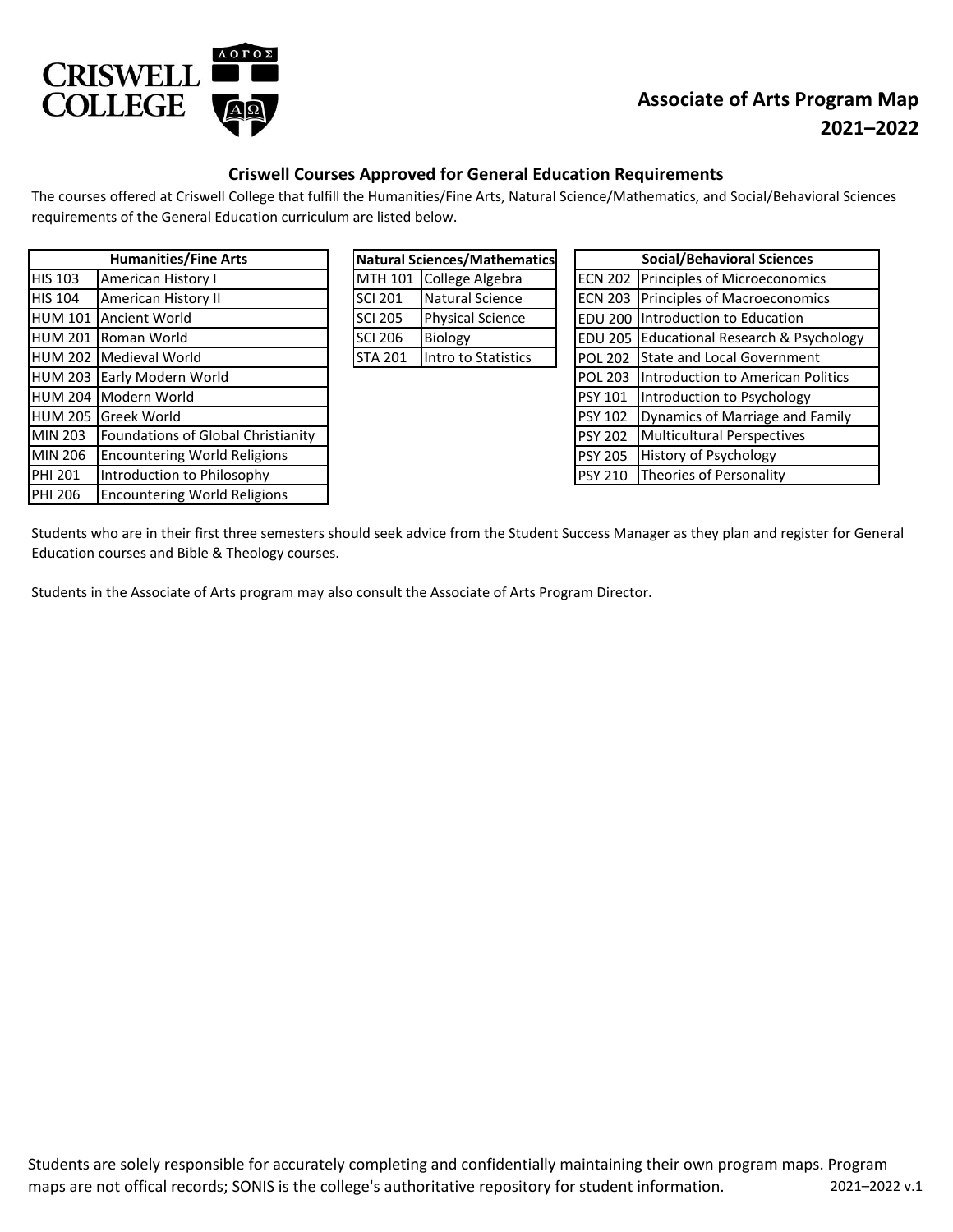# Associate of Arts Program Map
## 2021–2022

### Criswell Courses Approved for General Education Requirements

The courses offered at Criswell College that fulfill the Humanities/Fine Arts, Natural Science/Mathematics, and Social/Behavioral Sciences requirements of the General Education curriculum are listed below.

| Humanities/Fine Arts | |
|---|---|
| HIS 103 | American History I |
| HIS 104 | American History II |
| HUM 101 | Ancient World |
| HUM 201 | Roman World |
| HUM 202 | Medieval World |
| HUM 203 | Early Modern World |
| HUM 204 | Modern World |
| HUM 205 | Greek World |
| MIN 203 | Foundations of Global Christianity |
| MIN 206 | Encountering World Religions |
| PHI 201 | Introduction to Philosophy |
| PHI 206 | Encountering World Religions |

| Natural Sciences/Mathematics | |
|---|---|
| MTH 101 | College Algebra |
| SCI 201 | Natural Science |
| SCI 205 | Physical Science |
| SCI 206 | Biology |
| STA 201 | Intro to Statistics |

| Social/Behavioral Sciences | |
|---|---|
| ECN 202 | Principles of Microeconomics |
| ECN 203 | Principles of Macroeconomics |
| EDU 200 | Introduction to Education |
| EDU 205 | Educational Research & Psychology |
| POL 202 | State and Local Government |
| POL 203 | Introduction to American Politics |
| PSY 101 | Introduction to Psychology |
| PSY 102 | Dynamics of Marriage and Family |
| PSY 202 | Multicultural Perspectives |
| PSY 205 | History of Psychology |
| PSY 210 | Theories of Personality |

Students who are in their first three semesters should seek advice from the Student Success Manager as they plan and register for General Education courses and Bible & Theology courses.

Students in the Associate of Arts program may also consult the Associate of Arts Program Director.

Students are solely responsible for accurately completing and confidentially maintaining their own program maps. Program maps are not offical records; SONIS is the college's authoritative repository for student information.